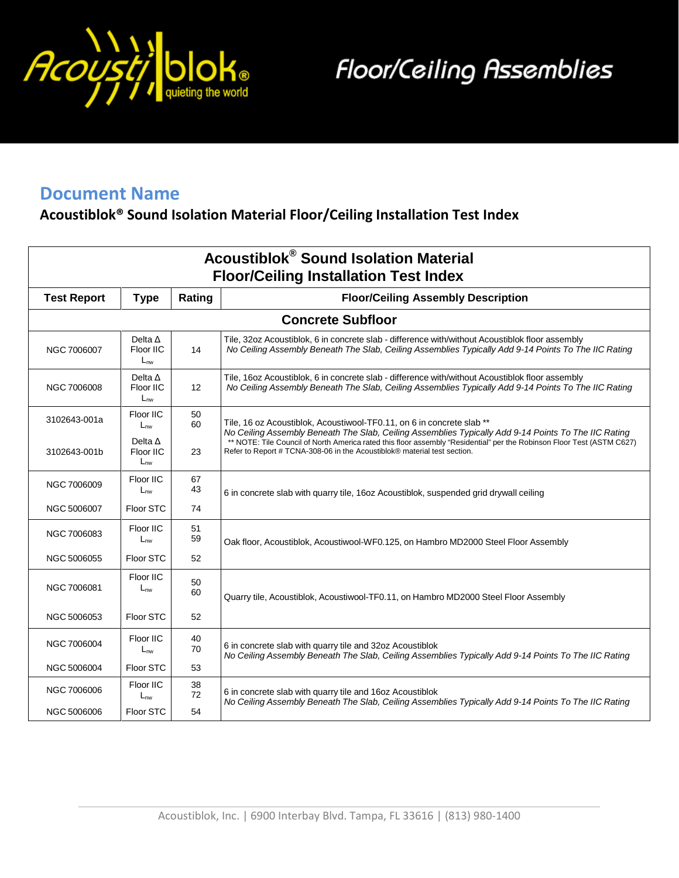# Floor/Ceiling Assemblies

## Document Name

**Acoustiblok® Sound Isolation Material Floor/Ceiling Installation Test Index**

| Acoustiblok® Sound Isolation Material Floor/Ceiling Installation Test Index | | | |
|---|---|---|---|
| **Test Report** | **Type** | **Rating** | **Floor/Ceiling Assembly Description** |
| **Concrete Subfloor** | | | |
| NGC 7006007 | Delta Δ Floor IIC $L_{nw}$ | 14 | Tile, 32oz Acoustiblok, 6 in concrete slab - difference with/without Acoustiblok floor assembly *No Ceiling Assembly Beneath The Slab, Ceiling Assemblies Typically Add 9-14 Points To The IIC Rating* |
| NGC 7006008 | Delta Δ Floor IIC $L_{nw}$ | 12 | Tile, 16oz Acoustiblok, 6 in concrete slab - difference with/without Acoustiblok floor assembly *No Ceiling Assembly Beneath The Slab, Ceiling Assemblies Typically Add 9-14 Points To The IIC Rating* |
| 3102643-001a | Floor IIC $L_{nw}$ | 50 60 | Tile, 16 oz Acoustiblok, Acoustiwool-TF0.11, on 6 in concrete slab ** *No Ceiling Assembly Beneath The Slab, Ceiling Assemblies Typically Add 9-14 Points To The IIC Rating* ** NOTE: Tile Council of North America rated this floor assembly "Residential" per the Robinson Floor Test (ASTM C627) Refer to Report # TCNA-308-06 in the Acoustiblok® material test section. |
| 3102643-001b | Delta Δ Floor IIC $L_{nw}$ | 23 | |
| NGC 7006009 | Floor IIC $L_{nw}$ | 67 43 | 6 in concrete slab with quarry tile, 16oz Acoustiblok, suspended grid drywall ceiling |
| NGC 5006007 | Floor STC | 74 | |
| NGC 7006083 | Floor IIC $L_{nw}$ | 51 59 | Oak floor, Acoustiblok, Acoustiwool-WF0.125, on Hambro MD2000 Steel Floor Assembly |
| NGC 5006055 | Floor STC | 52 | |
| NGC 7006081 | Floor IIC $L_{nw}$ | 50 60 | Quarry tile, Acoustiblok, Acoustiwool-TF0.11, on Hambro MD2000 Steel Floor Assembly |
| NGC 5006053 | Floor STC | 52 | |
| NGC 7006004 | Floor IIC $L_{nw}$ | 40 70 | 6 in concrete slab with quarry tile and 32oz Acoustiblok *No Ceiling Assembly Beneath The Slab, Ceiling Assemblies Typically Add 9-14 Points To The IIC Rating* |
| NGC 5006004 | Floor STC | 53 | |
| NGC 7006006 | Floor IIC $L_{nw}$ | 38 72 | 6 in concrete slab with quarry tile and 16oz Acoustiblok *No Ceiling Assembly Beneath The Slab, Ceiling Assemblies Typically Add 9-14 Points To The IIC Rating* |
| NGC 5006006 | Floor STC | 54 | |

Acoustiblok, Inc. | 6900 Interbay Blvd. Tampa, FL 33616 | (813) 980-1400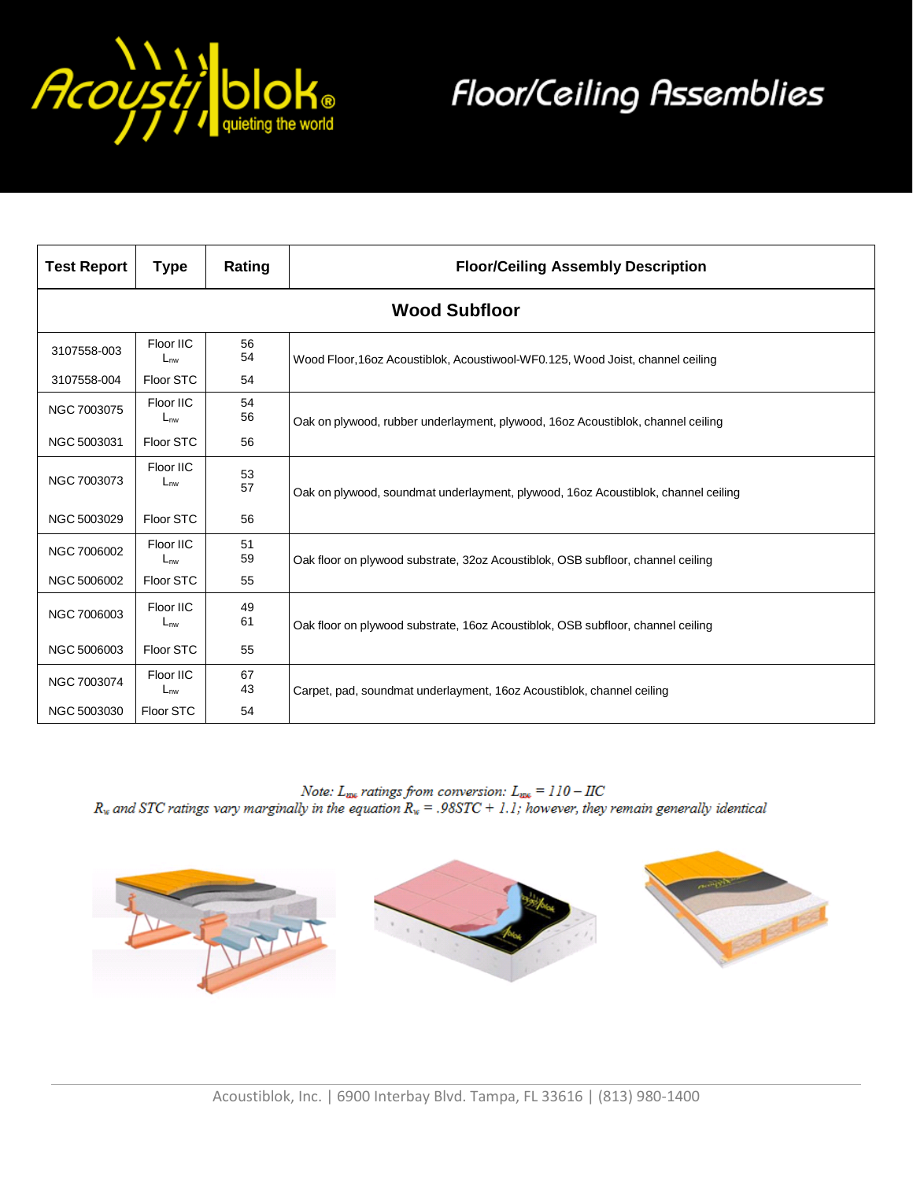# Floor/Ceiling Assemblies

| Test Report | Type | Rating | Floor/Ceiling Assembly Description |
|---|---|---|---|
| **Wood Subfloor** | | | |
| 3107558-003 | Floor IIC<br>$L_{nw}$ | 56<br>54 | Wood Floor,16oz Acoustiblok, Acoustiwool-WF0.125, Wood Joist, channel ceiling |
| 3107558-004 | Floor STC | 54 | |
| NGC 7003075 | Floor IIC<br>$L_{nw}$ | 54<br>56 | Oak on plywood, rubber underlayment, plywood, 16oz Acoustiblok, channel ceiling |
| NGC 5003031 | Floor STC | 56 | |
| NGC 7003073 | Floor IIC<br>$L_{nw}$ | 53<br>57 | Oak on plywood, soundmat underlayment, plywood, 16oz Acoustiblok, channel ceiling |
| NGC 5003029 | Floor STC | 56 | |
| NGC 7006002 | Floor IIC<br>$L_{nw}$ | 51<br>59 | Oak floor on plywood substrate, 32oz Acoustiblok, OSB subfloor, channel ceiling |
| NGC 5006002 | Floor STC | 55 | |
| NGC 7006003 | Floor IIC<br>$L_{nw}$ | 49<br>61 | Oak floor on plywood substrate, 16oz Acoustiblok, OSB subfloor, channel ceiling |
| NGC 5006003 | Floor STC | 55 | |
| NGC 7003074 | Floor IIC<br>$L_{nw}$ | 67<br>43 | Carpet, pad, soundmat underlayment, 16oz Acoustiblok, channel ceiling |
| NGC 5003030 | Floor STC | 54 | |

*Note: $L_{nw}$ ratings from conversion: $L_{nw} = 110 - IIC$*
*$R_w$ and STC ratings vary marginally in the equation $R_w = .98STC + 1.1$; however, they remain generally identical*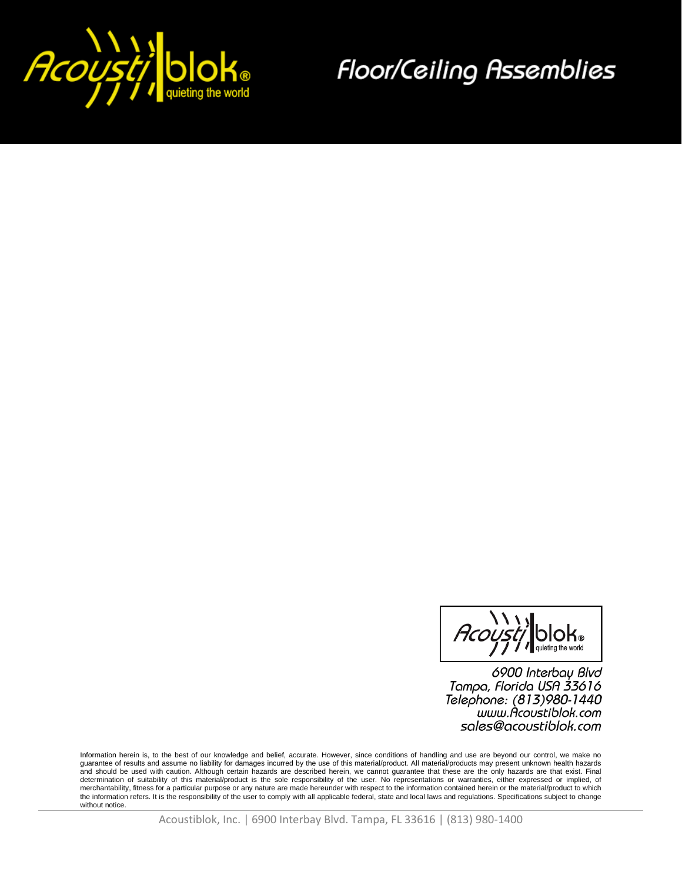# Floor/Ceiling Assemblies

6900 Interbay Blvd
Tampa, Florida USA 33616
Telephone: (813)980-1440
www.Acoustiblok.com
sales@acoustiblok.com

Information herein is, to the best of our knowledge and belief, accurate. However, since conditions of handling and use are beyond our control, we make no guarantee of results and assume no liability for damages incurred by the use of this material/product. All material/products may present unknown health hazards and should be used with caution. Although certain hazards are described herein, we cannot guarantee that these are the only hazards are that exist. Final determination of suitability of this material/product is the sole responsibility of the user. No representations or warranties, either expressed or implied, of merchantability, fitness for a particular purpose or any nature are made hereunder with respect to the information contained herein or the material/product to which the information refers. It is the responsibility of the user to comply with all applicable federal, state and local laws and regulations. Specifications subject to change without notice.